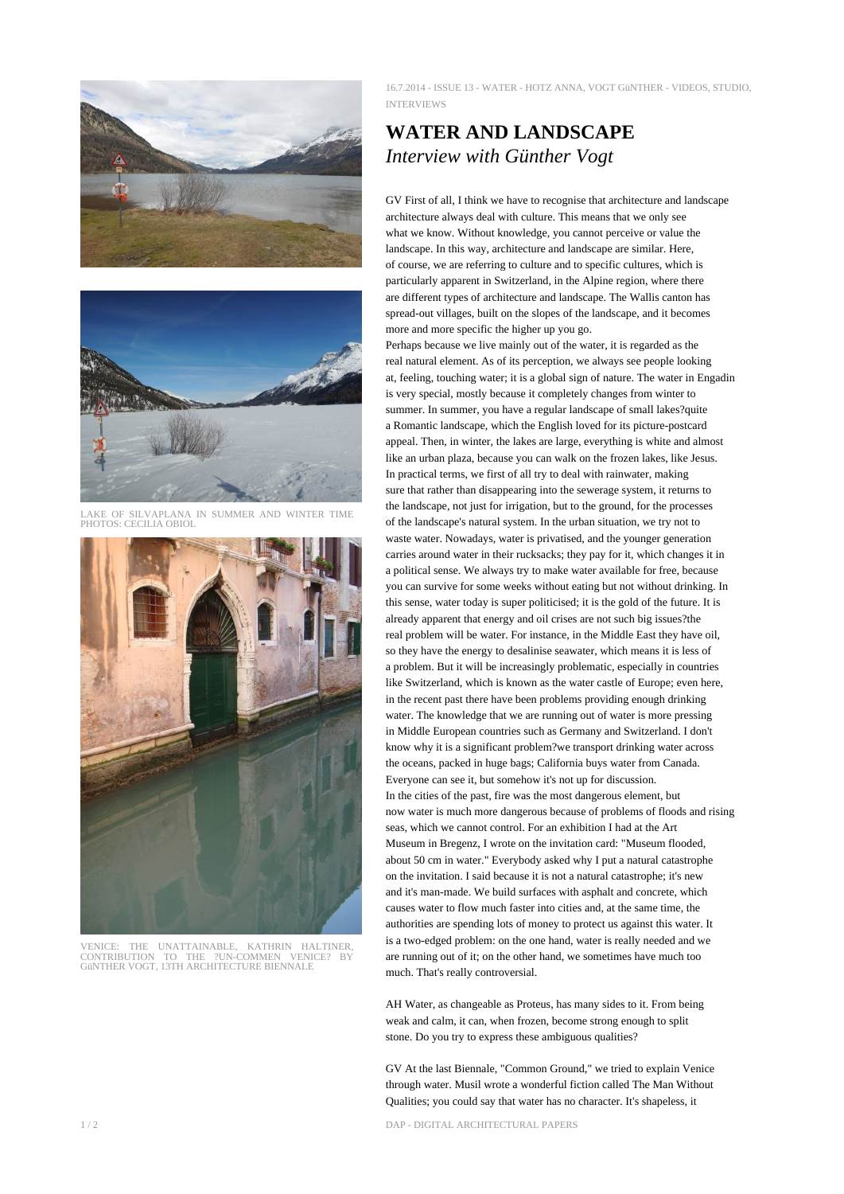16.7.2014 - ISSUE 13 - WATER - HOTZ ANNA, VOGT GüNTHER - VIDEOS, STUDIO, INTERVIEWS

# WATER AND LANDSCAPE

*Interview with Günther Vogt*

LAKE OF SILVAPLANA IN SUMMER AND WINTER TIME PHOTOS: CECILIA OBIOL

VENICE: THE UNATTAINABLE, KATHRIN HALTINER, CONTRIBUTION TO THE ?UN-COMMEN VENICE? BY GüNTHER VOGT, 13TH ARCHITECTURE BIENNALE

GV First of all, I think we have to recognise that architecture and landscape architecture always deal with culture. This means that we only see what we know. Without knowledge, you cannot perceive or value the landscape. In this way, architecture and landscape are similar. Here, of course, we are referring to culture and to specific cultures, which is particularly apparent in Switzerland, in the Alpine region, where there are different types of architecture and landscape. The Wallis canton has spread-out villages, built on the slopes of the landscape, and it becomes more and more specific the higher up you go.
Perhaps because we live mainly out of the water, it is regarded as the real natural element. As of its perception, we always see people looking at, feeling, touching water; it is a global sign of nature. The water in Engadin is very special, mostly because it completely changes from winter to summer. In summer, you have a regular landscape of small lakes?quite a Romantic landscape, which the English loved for its picture-postcard appeal. Then, in winter, the lakes are large, everything is white and almost like an urban plaza, because you can walk on the frozen lakes, like Jesus. In practical terms, we first of all try to deal with rainwater, making sure that rather than disappearing into the sewerage system, it returns to the landscape, not just for irrigation, but to the ground, for the processes of the landscape's natural system. In the urban situation, we try not to waste water. Nowadays, water is privatised, and the younger generation carries around water in their rucksacks; they pay for it, which changes it in a political sense. We always try to make water available for free, because you can survive for some weeks without eating but not without drinking. In this sense, water today is super politicised; it is the gold of the future. It is already apparent that energy and oil crises are not such big issues?the real problem will be water. For instance, in the Middle East they have oil, so they have the energy to desalinise seawater, which means it is less of a problem. But it will be increasingly problematic, especially in countries like Switzerland, which is known as the water castle of Europe; even here, in the recent past there have been problems providing enough drinking water. The knowledge that we are running out of water is more pressing in Middle European countries such as Germany and Switzerland. I don't know why it is a significant problem?we transport drinking water across the oceans, packed in huge bags; California buys water from Canada. Everyone can see it, but somehow it's not up for discussion.
In the cities of the past, fire was the most dangerous element, but now water is much more dangerous because of problems of floods and rising seas, which we cannot control. For an exhibition I had at the Art Museum in Bregenz, I wrote on the invitation card: "Museum flooded, about 50 cm in water." Everybody asked why I put a natural catastrophe on the invitation. I said because it is not a natural catastrophe; it's new and it's man-made. We build surfaces with asphalt and concrete, which causes water to flow much faster into cities and, at the same time, the authorities are spending lots of money to protect us against this water. It is a two-edged problem: on the one hand, water is really needed and we are running out of it; on the other hand, we sometimes have much too much. That's really controversial.

AH Water, as changeable as Proteus, has many sides to it. From being weak and calm, it can, when frozen, become strong enough to split stone. Do you try to express these ambiguous qualities?

GV At the last Biennale, "Common Ground," we tried to explain Venice through water. Musil wrote a wonderful fiction called The Man Without Qualities; you could say that water has no character. It's shapeless, it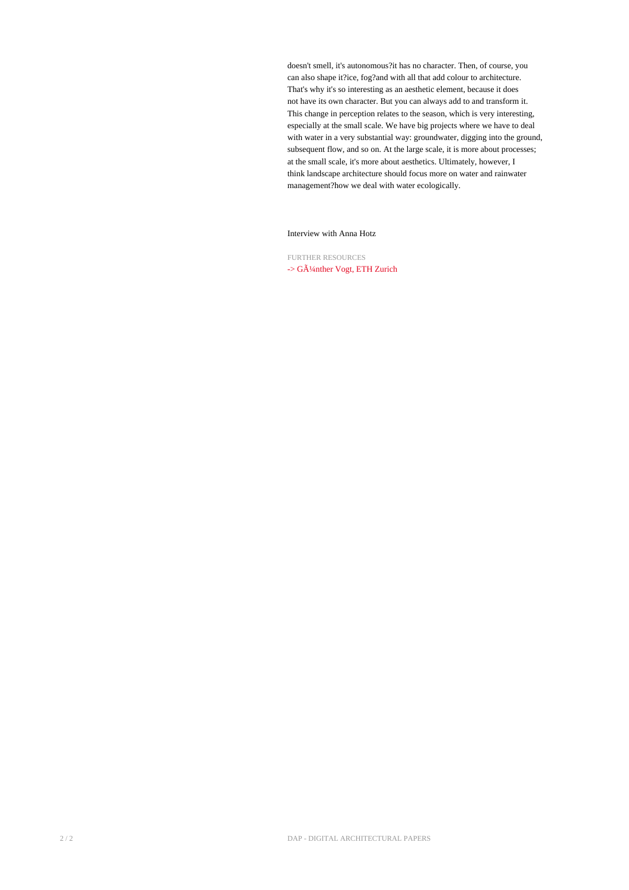doesn't smell, it's autonomous?it has no character. Then, of course, you can also shape it?ice, fog?and with all that add colour to architecture. That's why it's so interesting as an aesthetic element, because it does not have its own character. But you can always add to and transform it. This change in perception relates to the season, which is very interesting, especially at the small scale. We have big projects where we have to deal with water in a very substantial way: groundwater, digging into the ground, subsequent flow, and so on. At the large scale, it is more about processes; at the small scale, it's more about aesthetics. Ultimately, however, I think landscape architecture should focus more on water and rainwater management?how we deal with water ecologically.

Interview with Anna Hotz

FURTHER RESOURCES

-> GÃ¼nther Vogt, ETH Zurich